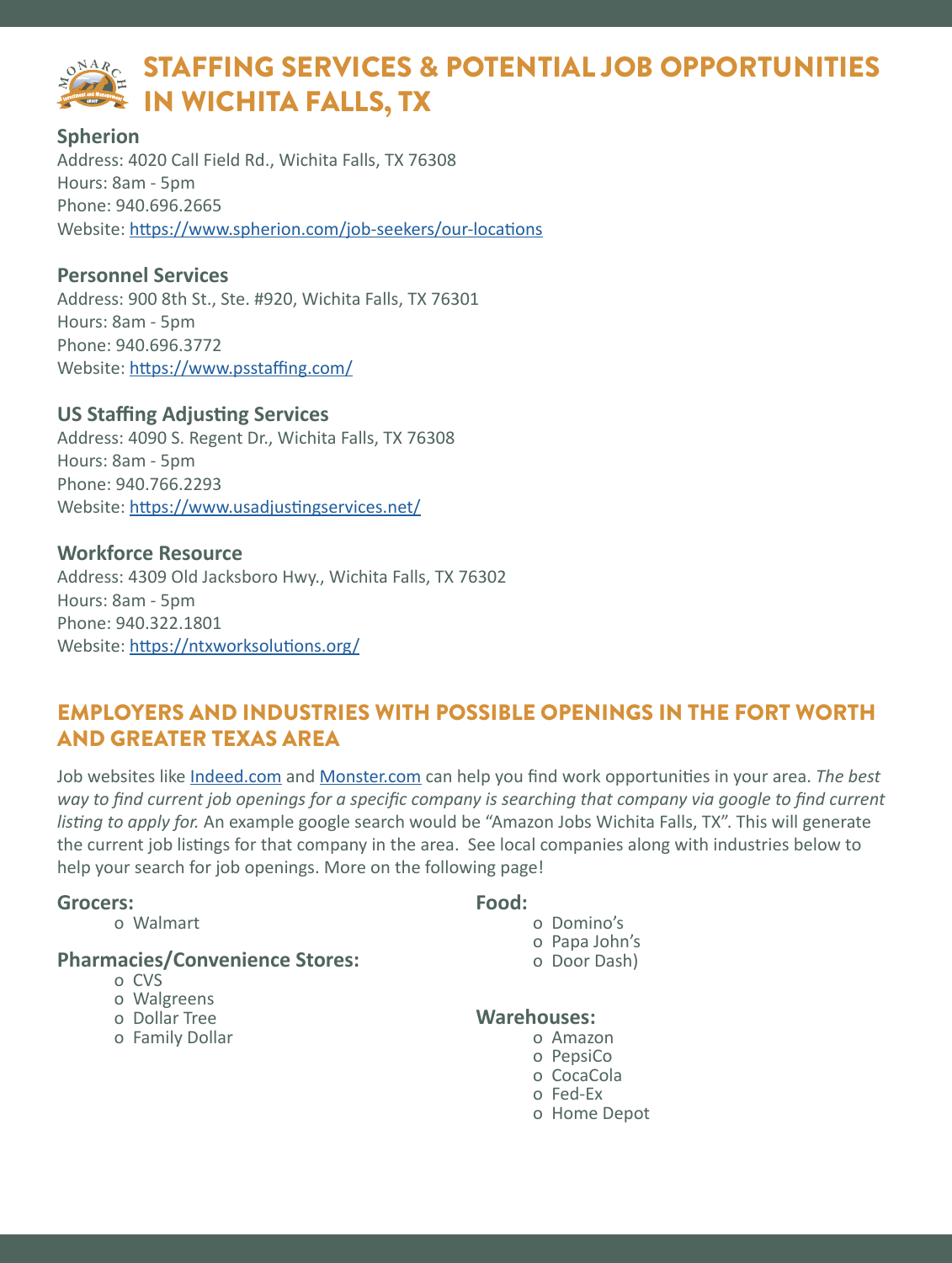# STAFFING SERVICES & POTENTIAL JOB OPPORTUNITIES IN WICHITA FALLS, TX

**Spherion**
Address: 4020 Call Field Rd., Wichita Falls, TX 76308
Hours: 8am - 5pm
Phone: 940.696.2665
Website: https://www.spherion.com/job-seekers/our-locations

**Personnel Services**
Address: 900 8th St., Ste. #920, Wichita Falls, TX 76301
Hours: 8am - 5pm
Phone: 940.696.3772
Website: https://www.psstaffing.com/

**US Staffing Adjusting Services**
Address: 4090 S. Regent Dr., Wichita Falls, TX 76308
Hours: 8am - 5pm
Phone: 940.766.2293
Website: https://www.usadjustingservices.net/

**Workforce Resource**
Address: 4309 Old Jacksboro Hwy., Wichita Falls, TX 76302
Hours: 8am - 5pm
Phone: 940.322.1801
Website: https://ntxworksolutions.org/

## EMPLOYERS AND INDUSTRIES WITH POSSIBLE OPENINGS IN THE FORT WORTH AND GREATER TEXAS AREA

Job websites like Indeed.com and Monster.com can help you find work opportunities in your area. *The best way to find current job openings for a specific company is searching that company via google to find current listing to apply for.* An example google search would be "Amazon Jobs Wichita Falls, TX". This will generate the current job listings for that company in the area. See local companies along with industries below to help your search for job openings. More on the following page!

**Grocers:**
- Walmart

**Pharmacies/Convenience Stores:**
- CVS
- Walgreens
- Dollar Tree
- Family Dollar

**Food:**
- Domino's
- Papa John's
- Door Dash)

**Warehouses:**
- Amazon
- PepsiCo
- CocaCola
- Fed-Ex
- Home Depot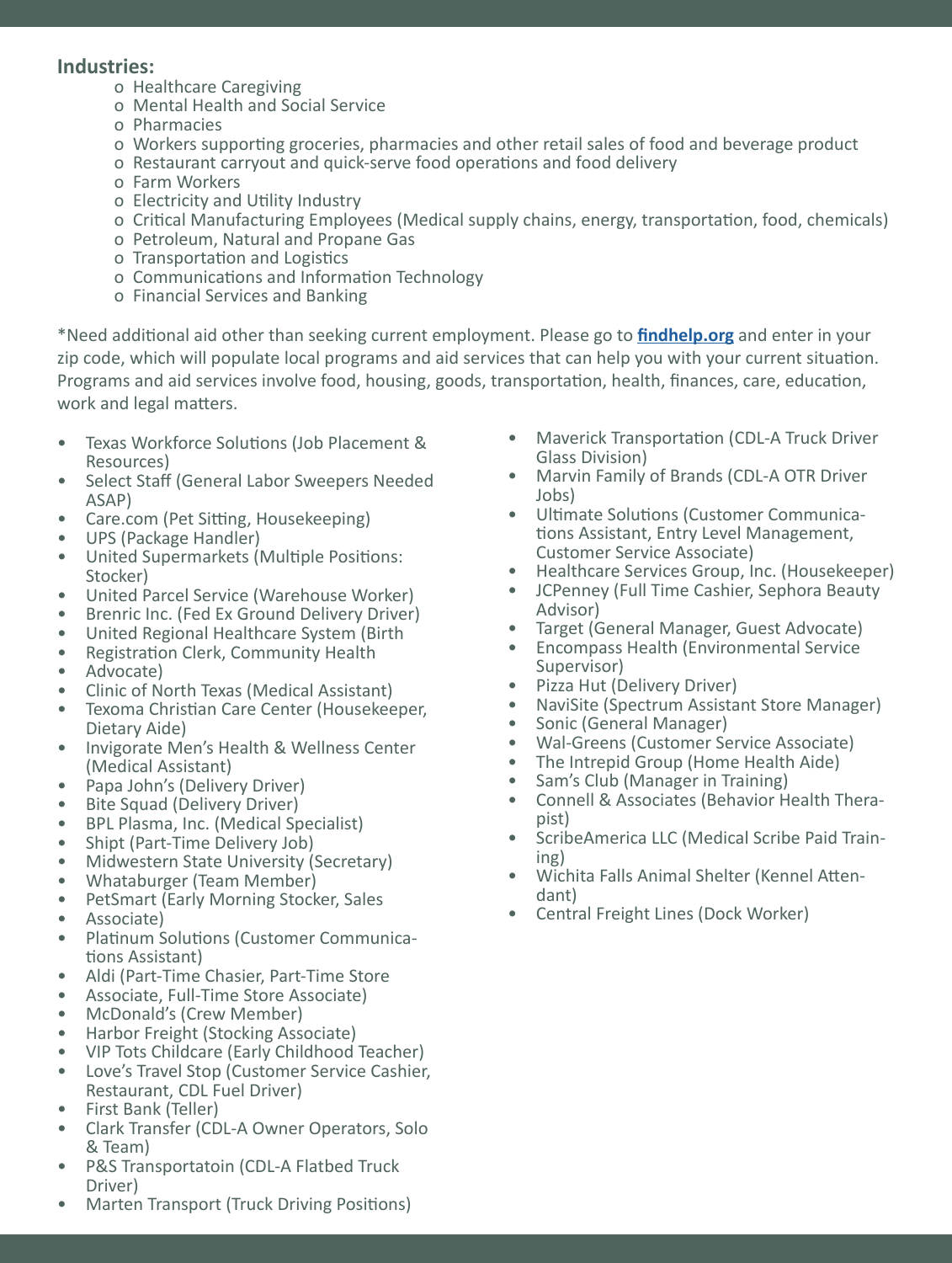**Industries:**

- Healthcare Caregiving
- Mental Health and Social Service
- Pharmacies
- Workers supporting groceries, pharmacies and other retail sales of food and beverage product
- Restaurant carryout and quick-serve food operations and food delivery
- Farm Workers
- Electricity and Utility Industry
- Critical Manufacturing Employees (Medical supply chains, energy, transportation, food, chemicals)
- Petroleum, Natural and Propane Gas
- Transportation and Logistics
- Communications and Information Technology
- Financial Services and Banking

*Need additional aid other than seeking current employment. Please go to **findhelp.org** and enter in your zip code, which will populate local programs and aid services that can help you with your current situation. Programs and aid services involve food, housing, goods, transportation, health, finances, care, education, work and legal matters.

- Texas Workforce Solutions (Job Placement & Resources)
- Select Staff (General Labor Sweepers Needed ASAP)
- Care.com (Pet Sitting, Housekeeping)
- UPS (Package Handler)
- United Supermarkets (Multiple Positions: Stocker)
- United Parcel Service (Warehouse Worker)
- Brenric Inc. (Fed Ex Ground Delivery Driver)
- United Regional Healthcare System (Birth
- Registration Clerk, Community Health
- Advocate)
- Clinic of North Texas (Medical Assistant)
- Texoma Christian Care Center (Housekeeper, Dietary Aide)
- Invigorate Men's Health & Wellness Center (Medical Assistant)
- Papa John's (Delivery Driver)
- Bite Squad (Delivery Driver)
- BPL Plasma, Inc. (Medical Specialist)
- Shipt (Part-Time Delivery Job)
- Midwestern State University (Secretary)
- Whataburger (Team Member)
- PetSmart (Early Morning Stocker, Sales
- Associate)
- Platinum Solutions (Customer Communications Assistant)
- Aldi (Part-Time Chasier, Part-Time Store
- Associate, Full-Time Store Associate)
- McDonald's (Crew Member)
- Harbor Freight (Stocking Associate)
- VIP Tots Childcare (Early Childhood Teacher)
- Love's Travel Stop (Customer Service Cashier, Restaurant, CDL Fuel Driver)
- First Bank (Teller)
- Clark Transfer (CDL-A Owner Operators, Solo & Team)
- P&S Transportatoin (CDL-A Flatbed Truck Driver)
- Marten Transport (Truck Driving Positions)
- Maverick Transportation (CDL-A Truck Driver Glass Division)
- Marvin Family of Brands (CDL-A OTR Driver Jobs)
- Ultimate Solutions (Customer Communications Assistant, Entry Level Management, Customer Service Associate)
- Healthcare Services Group, Inc. (Housekeeper)
- JCPenney (Full Time Cashier, Sephora Beauty Advisor)
- Target (General Manager, Guest Advocate)
- Encompass Health (Environmental Service Supervisor)
- Pizza Hut (Delivery Driver)
- NaviSite (Spectrum Assistant Store Manager)
- Sonic (General Manager)
- Wal-Greens (Customer Service Associate)
- The Intrepid Group (Home Health Aide)
- Sam's Club (Manager in Training)
- Connell & Associates (Behavior Health Therapist)
- ScribeAmerica LLC (Medical Scribe Paid Training)
- Wichita Falls Animal Shelter (Kennel Attendant)
- Central Freight Lines (Dock Worker)